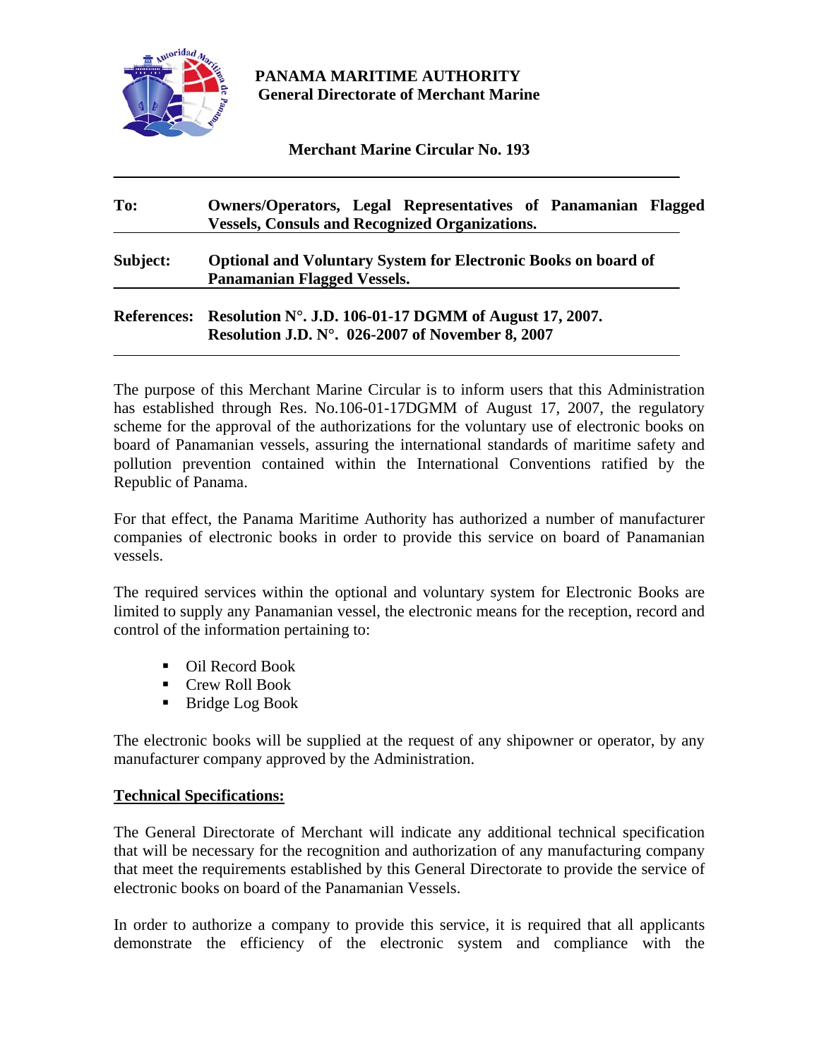**PANAMA MARITIME AUTHORITY**
**General Directorate of Merchant Marine**

**Merchant Marine Circular No. 193**

| | |
|---|---|
| **To:** | **Owners/Operators, Legal Representatives of Panamanian Flagged Vessels, Consuls and Recognized Organizations.** |
| **Subject:** | **Optional and Voluntary System for Electronic Books on board of Panamanian Flagged Vessels.** |
| **References:** | **Resolution N°. J.D. 106-01-17 DGMM of August 17, 2007.** **Resolution J.D. N°. 026-2007 of November 8, 2007** |

The purpose of this Merchant Marine Circular is to inform users that this Administration has established through Res. No.106-01-17DGMM of August 17, 2007, the regulatory scheme for the approval of the authorizations for the voluntary use of electronic books on board of Panamanian vessels, assuring the international standards of maritime safety and pollution prevention contained within the International Conventions ratified by the Republic of Panama.

For that effect, the Panama Maritime Authority has authorized a number of manufacturer companies of electronic books in order to provide this service on board of Panamanian vessels.

The required services within the optional and voluntary system for Electronic Books are limited to supply any Panamanian vessel, the electronic means for the reception, record and control of the information pertaining to:

- Oil Record Book
- Crew Roll Book
- Bridge Log Book

The electronic books will be supplied at the request of any shipowner or operator, by any manufacturer company approved by the Administration.

**Technical Specifications:**

The General Directorate of Merchant will indicate any additional technical specification that will be necessary for the recognition and authorization of any manufacturing company that meet the requirements established by this General Directorate to provide the service of electronic books on board of the Panamanian Vessels.

In order to authorize a company to provide this service, it is required that all applicants demonstrate the efficiency of the electronic system and compliance with the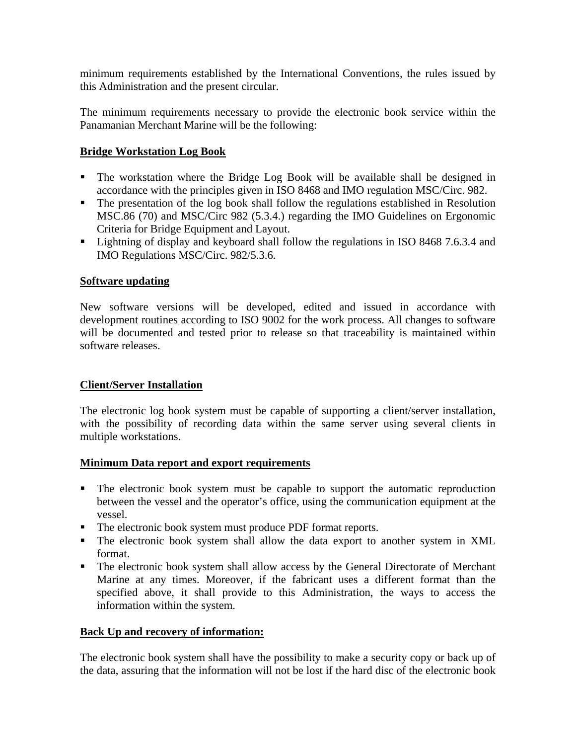minimum requirements established by the International Conventions, the rules issued by this Administration and the present circular.

The minimum requirements necessary to provide the electronic book service within the Panamanian Merchant Marine will be the following:

**Bridge Workstation Log Book**

- The workstation where the Bridge Log Book will be available shall be designed in accordance with the principles given in ISO 8468 and IMO regulation MSC/Circ. 982.
- The presentation of the log book shall follow the regulations established in Resolution MSC.86 (70) and MSC/Circ 982 (5.3.4.) regarding the IMO Guidelines on Ergonomic Criteria for Bridge Equipment and Layout.
- Lightning of display and keyboard shall follow the regulations in ISO 8468 7.6.3.4 and IMO Regulations MSC/Circ. 982/5.3.6.

**Software updating**

New software versions will be developed, edited and issued in accordance with development routines according to ISO 9002 for the work process. All changes to software will be documented and tested prior to release so that traceability is maintained within software releases.

**Client/Server Installation**

The electronic log book system must be capable of supporting a client/server installation, with the possibility of recording data within the same server using several clients in multiple workstations.

**Minimum Data report and export requirements**

- The electronic book system must be capable to support the automatic reproduction between the vessel and the operator's office, using the communication equipment at the vessel.
- The electronic book system must produce PDF format reports.
- The electronic book system shall allow the data export to another system in XML format.
- The electronic book system shall allow access by the General Directorate of Merchant Marine at any times. Moreover, if the fabricant uses a different format than the specified above, it shall provide to this Administration, the ways to access the information within the system.

**Back Up and recovery of information:**

The electronic book system shall have the possibility to make a security copy or back up of the data, assuring that the information will not be lost if the hard disc of the electronic book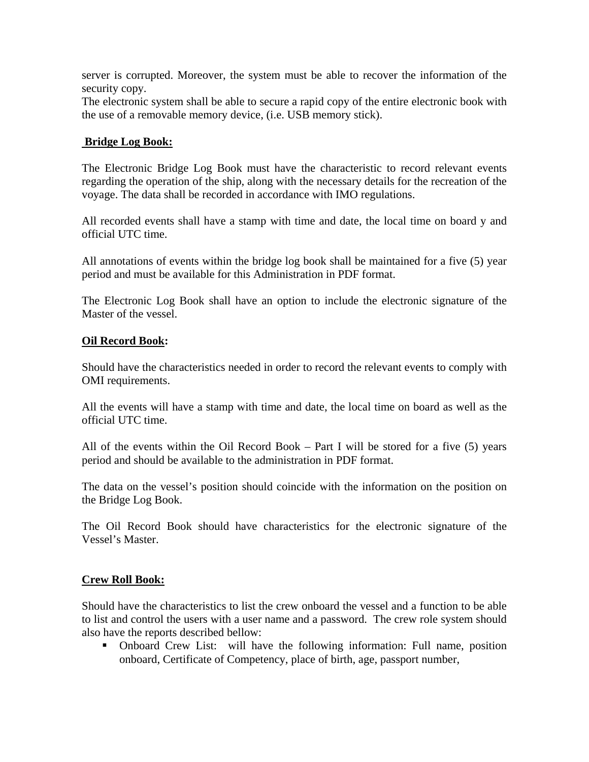server is corrupted. Moreover, the system must be able to recover the information of the security copy.
The electronic system shall be able to secure a rapid copy of the entire electronic book with the use of a removable memory device, (i.e. USB memory stick).

**Bridge Log Book:**

The Electronic Bridge Log Book must have the characteristic to record relevant events regarding the operation of the ship, along with the necessary details for the recreation of the voyage. The data shall be recorded in accordance with IMO regulations.

All recorded events shall have a stamp with time and date, the local time on board y and official UTC time.

All annotations of events within the bridge log book shall be maintained for a five (5) year period and must be available for this Administration in PDF format.

The Electronic Log Book shall have an option to include the electronic signature of the Master of the vessel.

**Oil Record Book:**

Should have the characteristics needed in order to record the relevant events to comply with OMI requirements.

All the events will have a stamp with time and date, the local time on board as well as the official UTC time.

All of the events within the Oil Record Book – Part I will be stored for a five (5) years period and should be available to the administration in PDF format.

The data on the vessel's position should coincide with the information on the position on the Bridge Log Book.

The Oil Record Book should have characteristics for the electronic signature of the Vessel's Master.

**Crew Roll Book:**

Should have the characteristics to list the crew onboard the vessel and a function to be able to list and control the users with a user name and a password. The crew role system should also have the reports described bellow:

- Onboard Crew List: will have the following information: Full name, position onboard, Certificate of Competency, place of birth, age, passport number,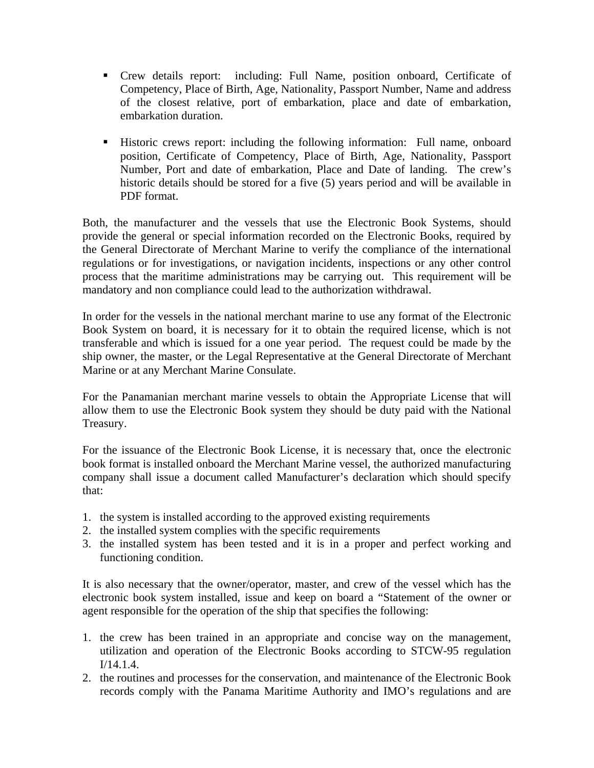- Crew details report:  including: Full Name, position onboard, Certificate of Competency, Place of Birth, Age, Nationality, Passport Number, Name and address of the closest relative, port of embarkation, place and date of embarkation, embarkation duration.

- Historic crews report: including the following information:  Full name, onboard position, Certificate of Competency, Place of Birth, Age, Nationality, Passport Number, Port and date of embarkation, Place and Date of landing.  The crew's historic details should be stored for a five (5) years period and will be available in PDF format.

Both, the manufacturer and the vessels that use the Electronic Book Systems, should provide the general or special information recorded on the Electronic Books, required by the General Directorate of Merchant Marine to verify the compliance of the international regulations or for investigations, or navigation incidents, inspections or any other control process that the maritime administrations may be carrying out.  This requirement will be mandatory and non compliance could lead to the authorization withdrawal.

In order for the vessels in the national merchant marine to use any format of the Electronic Book System on board, it is necessary for it to obtain the required license, which is not transferable and which is issued for a one year period.  The request could be made by the ship owner, the master, or the Legal Representative at the General Directorate of Merchant Marine or at any Merchant Marine Consulate.

For the Panamanian merchant marine vessels to obtain the Appropriate License that will allow them to use the Electronic Book system they should be duty paid with the National Treasury.

For the issuance of the Electronic Book License, it is necessary that, once the electronic book format is installed onboard the Merchant Marine vessel, the authorized manufacturing company shall issue a document called Manufacturer's declaration which should specify that:

1. the system is installed according to the approved existing requirements
2. the installed system complies with the specific requirements
3. the installed system has been tested and it is in a proper and perfect working and functioning condition.

It is also necessary that the owner/operator, master, and crew of the vessel which has the electronic book system installed, issue and keep on board a "Statement of the owner or agent responsible for the operation of the ship that specifies the following:

1. the crew has been trained in an appropriate and concise way on the management, utilization and operation of the Electronic Books according to STCW-95 regulation I/14.1.4.
2. the routines and processes for the conservation, and maintenance of the Electronic Book records comply with the Panama Maritime Authority and IMO's regulations and are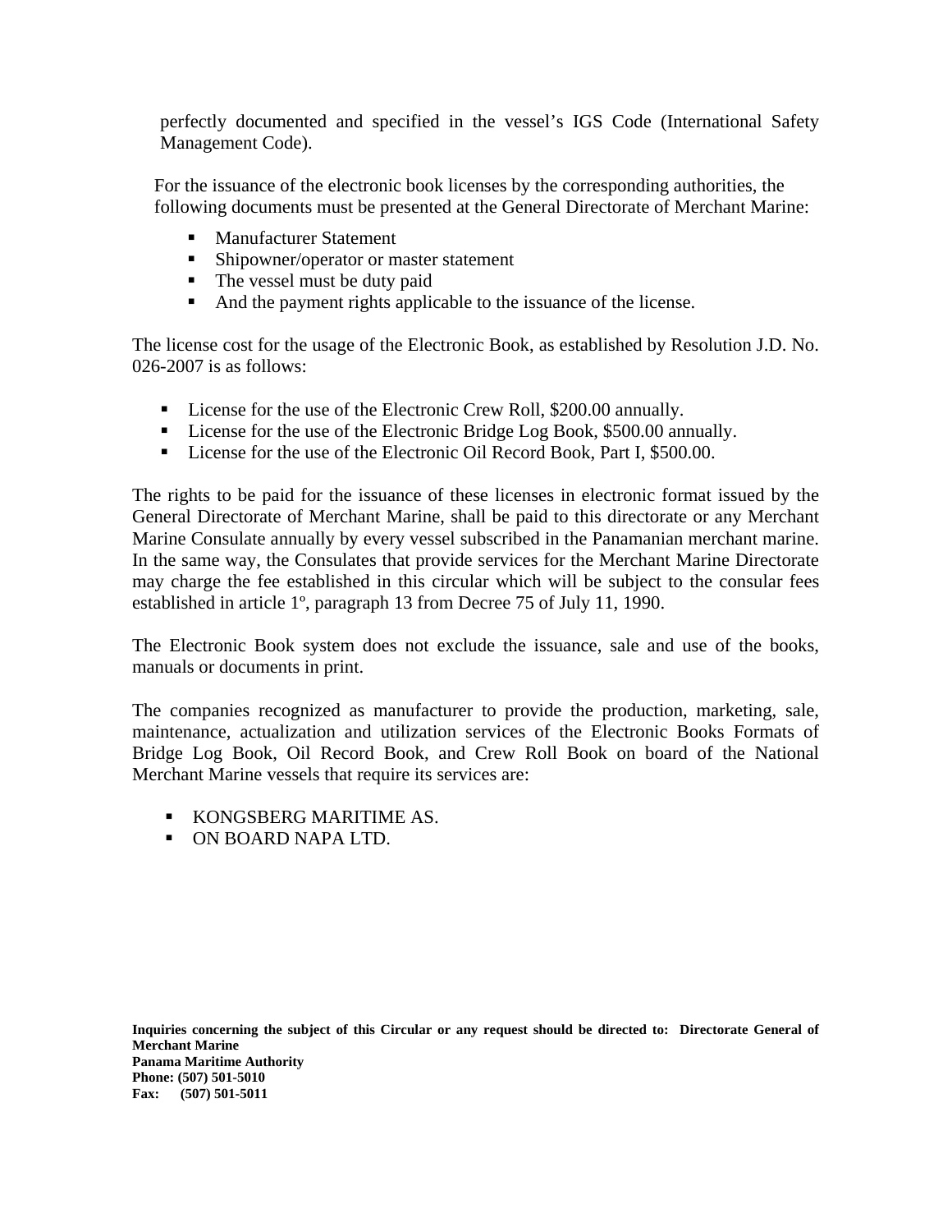perfectly documented and specified in the vessel's IGS Code (International Safety Management Code).

For the issuance of the electronic book licenses by the corresponding authorities, the following documents must be presented at the General Directorate of Merchant Marine:

- Manufacturer Statement
- Shipowner/operator or master statement
- The vessel must be duty paid
- And the payment rights applicable to the issuance of the license.

The license cost for the usage of the Electronic Book, as established by Resolution J.D. No. 026-2007 is as follows:

- License for the use of the Electronic Crew Roll, $200.00 annually.
- License for the use of the Electronic Bridge Log Book, $500.00 annually.
- License for the use of the Electronic Oil Record Book, Part I, $500.00.

The rights to be paid for the issuance of these licenses in electronic format issued by the General Directorate of Merchant Marine, shall be paid to this directorate or any Merchant Marine Consulate annually by every vessel subscribed in the Panamanian merchant marine. In the same way, the Consulates that provide services for the Merchant Marine Directorate may charge the fee established in this circular which will be subject to the consular fees established in article 1º, paragraph 13 from Decree 75 of July 11, 1990.

The Electronic Book system does not exclude the issuance, sale and use of the books, manuals or documents in print.

The companies recognized as manufacturer to provide the production, marketing, sale, maintenance, actualization and utilization services of the Electronic Books Formats of Bridge Log Book, Oil Record Book, and Crew Roll Book on board of the National Merchant Marine vessels that require its services are:

- KONGSBERG MARITIME AS.
- ON BOARD NAPA LTD.

**Inquiries concerning the subject of this Circular or any request should be directed to: Directorate General of Merchant Marine**
**Panama Maritime Authority**
**Phone: (507) 501-5010**
**Fax: (507) 501-5011**